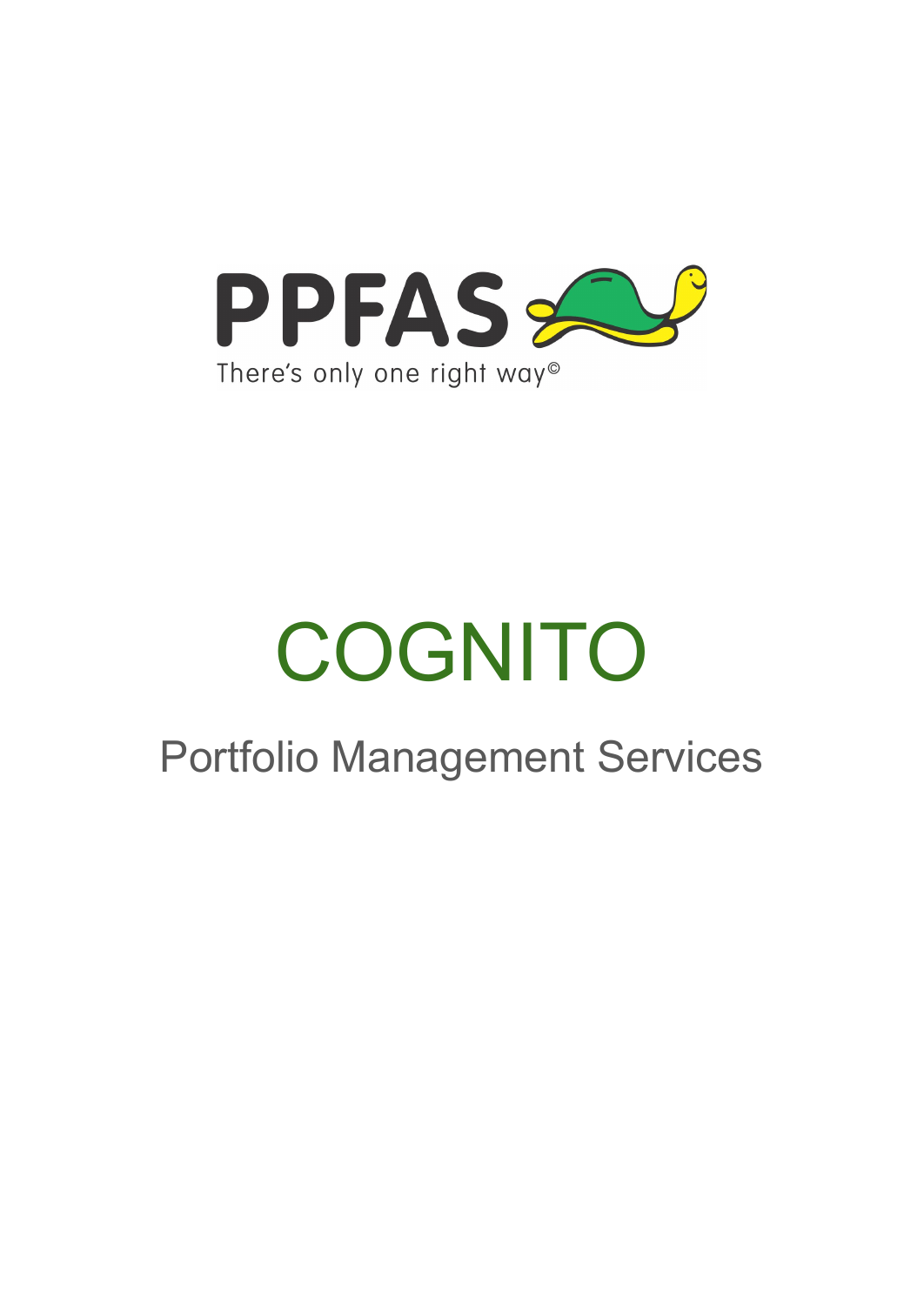PPFAS

There's only one right way©

# COGNITO

## Portfolio Management Services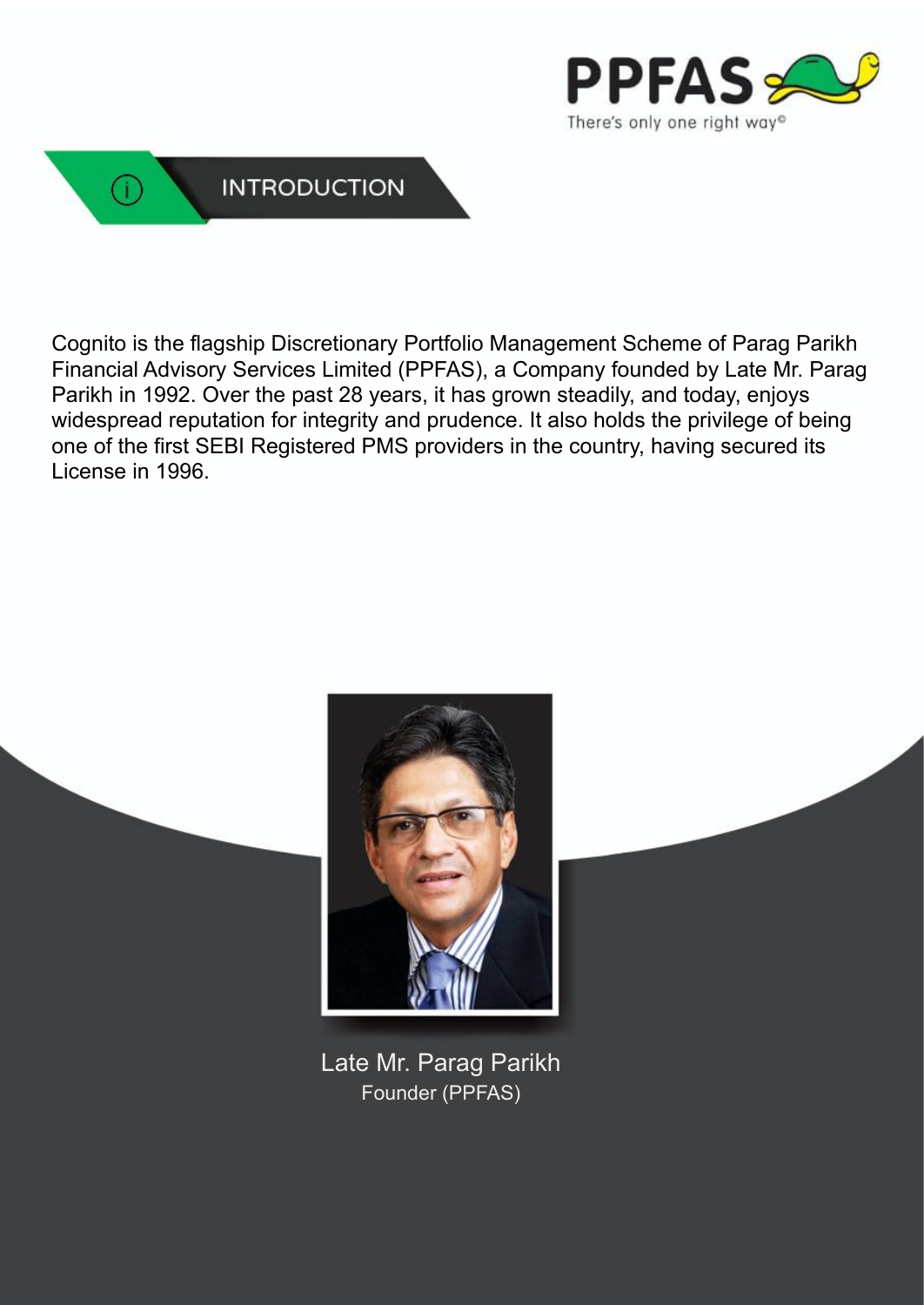## INTRODUCTION

Cognito is the flagship Discretionary Portfolio Management Scheme of Parag Parikh Financial Advisory Services Limited (PPFAS), a Company founded by Late Mr. Parag Parikh in 1992. Over the past 28 years, it has grown steadily, and today, enjoys widespread reputation for integrity and prudence. It also holds the privilege of being one of the first SEBI Registered PMS providers in the country, having secured its License in 1996.

Late Mr. Parag Parikh
Founder (PPFAS)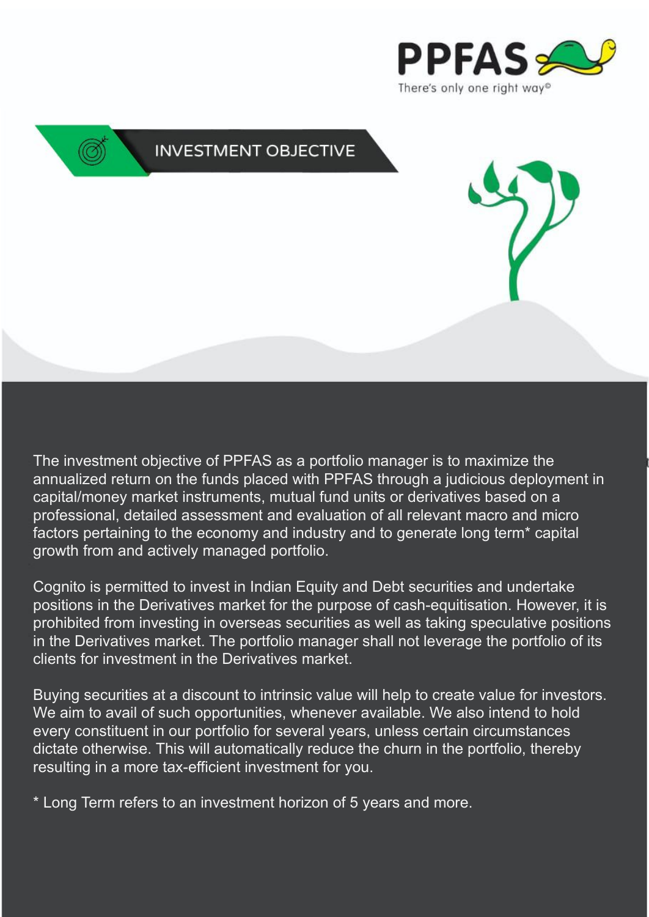# INVESTMENT OBJECTIVE

The investment objective of PPFAS as a portfolio manager is to maximize the annualized return on the funds placed with PPFAS through a judicious deployment in capital/money market instruments, mutual fund units or derivatives based on a professional, detailed assessment and evaluation of all relevant macro and micro factors pertaining to the economy and industry and to generate long term* capital growth from and actively managed portfolio.

Cognito is permitted to invest in Indian Equity and Debt securities and undertake positions in the Derivatives market for the purpose of cash-equitisation. However, it is prohibited from investing in overseas securities as well as taking speculative positions in the Derivatives market. The portfolio manager shall not leverage the portfolio of its clients for investment in the Derivatives market.

Buying securities at a discount to intrinsic value will help to create value for investors. We aim to avail of such opportunities, whenever available. We also intend to hold every constituent in our portfolio for several years, unless certain circumstances dictate otherwise. This will automatically reduce the churn in the portfolio, thereby resulting in a more tax-efficient investment for you.

* Long Term refers to an investment horizon of 5 years and more.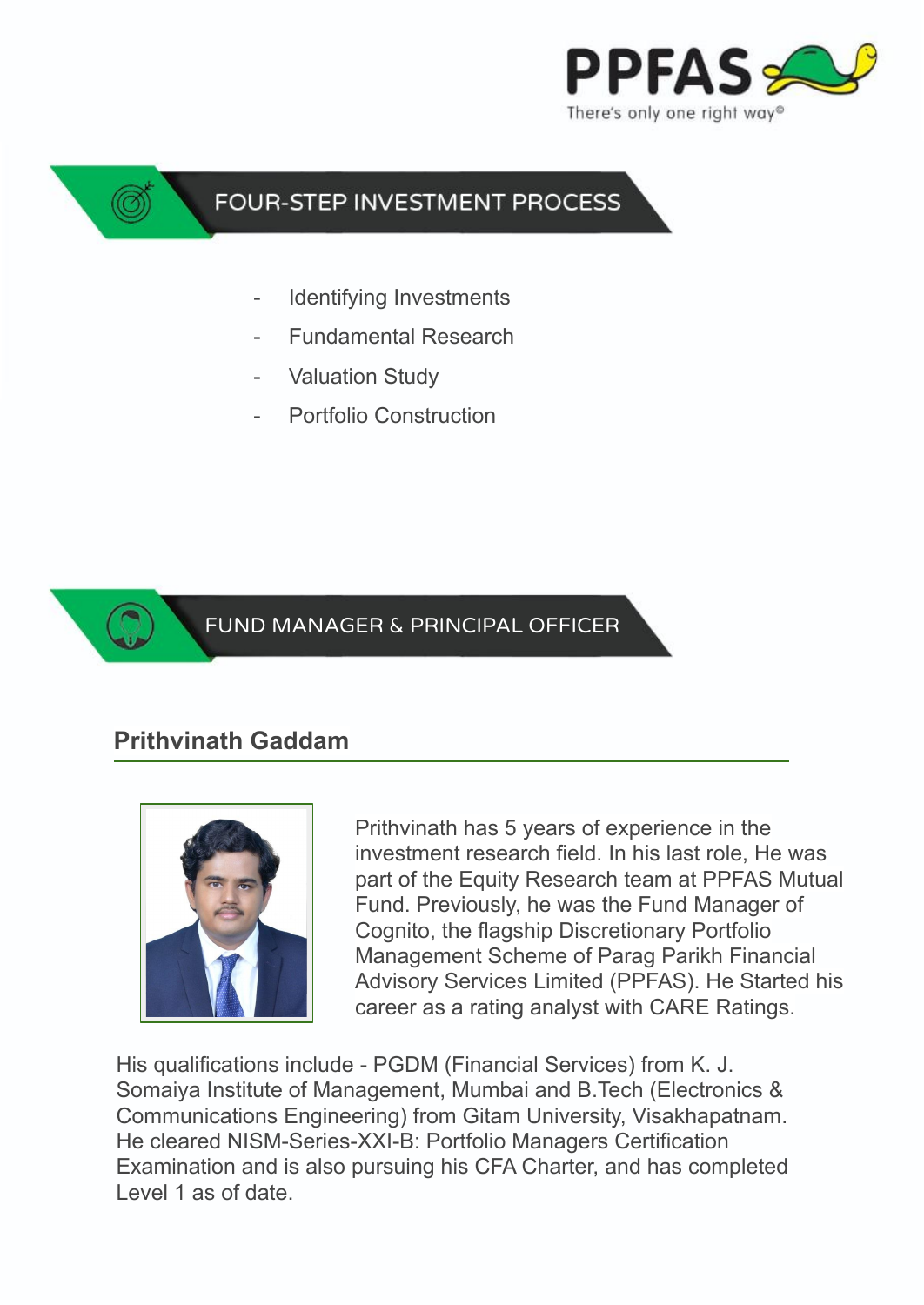## FOUR-STEP INVESTMENT PROCESS

- Identifying Investments
- Fundamental Research
- Valuation Study
- Portfolio Construction

## FUND MANAGER & PRINCIPAL OFFICER

### Prithvinath Gaddam

Prithvinath has 5 years of experience in the investment research field. In his last role, He was part of the Equity Research team at PPFAS Mutual Fund. Previously, he was the Fund Manager of Cognito, the flagship Discretionary Portfolio Management Scheme of Parag Parikh Financial Advisory Services Limited (PPFAS). He Started his career as a rating analyst with CARE Ratings.

His qualifications include - PGDM (Financial Services) from K. J. Somaiya Institute of Management, Mumbai and B.Tech (Electronics & Communications Engineering) from Gitam University, Visakhapatnam. He cleared NISM-Series-XXI-B: Portfolio Managers Certification Examination and is also pursuing his CFA Charter, and has completed Level 1 as of date.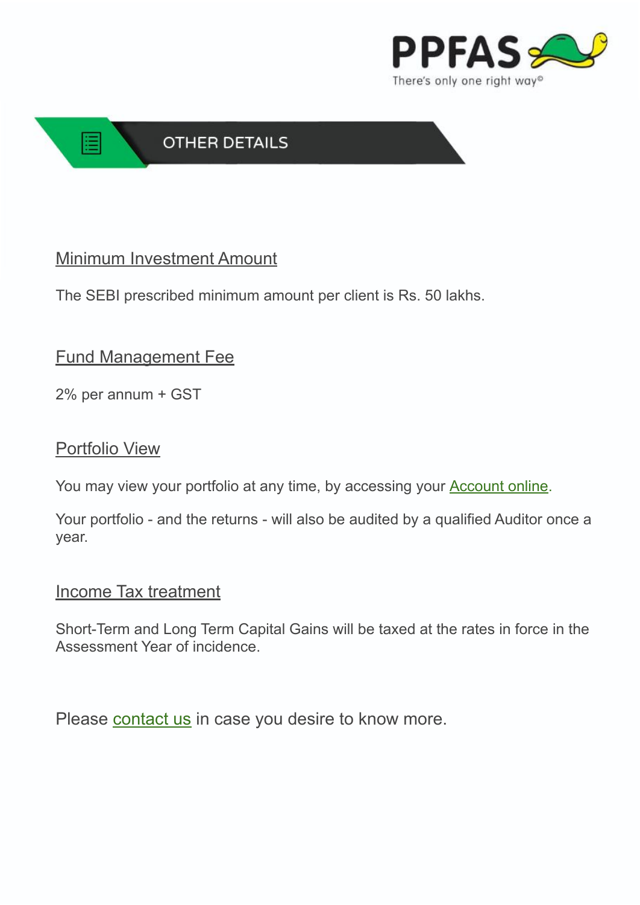PPFAS

There's only one right way©

# OTHER DETAILS

## Minimum Investment Amount

The SEBI prescribed minimum amount per client is Rs. 50 lakhs.

## Fund Management Fee

2% per annum + GST

## Portfolio View

You may view your portfolio at any time, by accessing your Account online.

Your portfolio - and the returns - will also be audited by a qualified Auditor once a year.

## Income Tax treatment

Short-Term and Long Term Capital Gains will be taxed at the rates in force in the Assessment Year of incidence.

Please contact us in case you desire to know more.